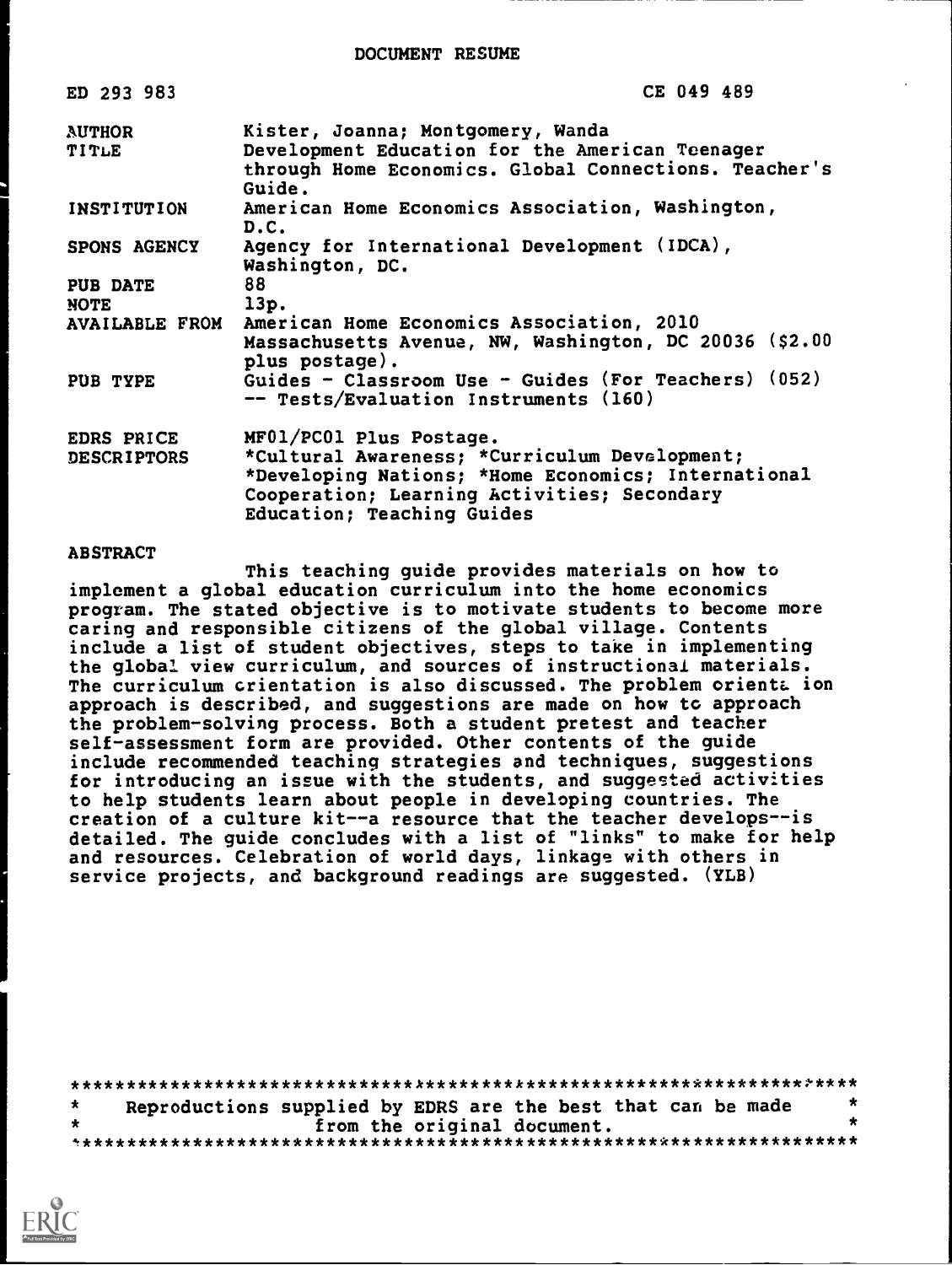# DOCUMENT RESUME

| | |
|---|---|
| ED 293 983 | CE 049 489 |
| AUTHOR | Kister, Joanna; Montgomery, Wanda |
| TITLE | Development Education for the American Teenager through Home Economics. Global Connections. Teacher's Guide. |
| INSTITUTION | American Home Economics Association, Washington, D.C. |
| SPONS AGENCY | Agency for International Development (IDCA), Washington, DC. |
| PUB DATE | 88 |
| NOTE | 13p. |
| AVAILABLE FROM | American Home Economics Association, 2010 Massachusetts Avenue, NW, Washington, DC 20036 ($2.00 plus postage). |
| PUB TYPE | Guides - Classroom Use - Guides (For Teachers) (052) -- Tests/Evaluation Instruments (160) |
| EDRS PRICE | MF01/PC01 Plus Postage. |
| DESCRIPTORS | *Cultural Awareness; *Curriculum Development; *Developing Nations; *Home Economics; International Cooperation; Learning Activities; Secondary Education; Teaching Guides |

## ABSTRACT

This teaching guide provides materials on how to implement a global education curriculum into the home economics program. The stated objective is to motivate students to become more caring and responsible citizens of the global village. Contents include a list of student objectives, steps to take in implementing the global view curriculum, and sources of instructional materials. The curriculum orientation is also discussed. The problem orientation approach is described, and suggestions are made on how to approach the problem-solving process. Both a student pretest and teacher self-assessment form are provided. Other contents of the guide include recommended teaching strategies and techniques, suggestions for introducing an issue with the students, and suggested activities to help students learn about people in developing countries. The creation of a culture kit--a resource that the teacher develops--is detailed. The guide concludes with a list of "links" to make for help and resources. Celebration of world days, linkage with others in service projects, and background readings are suggested. (YLB)

***********************************************************************
* Reproductions supplied by EDRS are the best that can be made *
* from the original document. *
***********************************************************************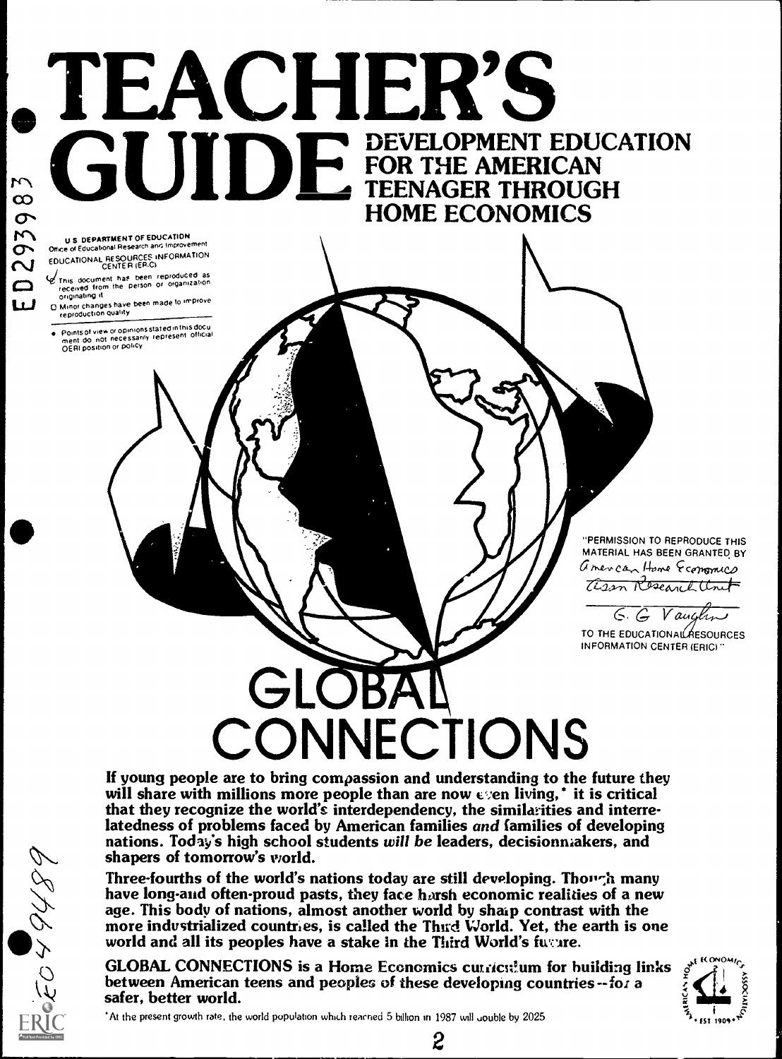# TEACHER'S GUIDE

## DEVELOPMENT EDUCATION FOR THE AMERICAN TEENAGER THROUGH HOME ECONOMICS

ED293983

U.S. DEPARTMENT OF EDUCATION
Office of Educational Research and Improvement
EDUCATIONAL RESOURCES INFORMATION CENTER (ERIC)

- This document has been reproduced as received from the person or organization originating it
- Minor changes have been made to improve reproduction quality
- Points of view or opinions stated in this document do not necessarily represent official OERI position or policy

"PERMISSION TO REPRODUCE THIS MATERIAL HAS BEEN GRANTED BY American Home Economics Assn Research Unit G. G. Vaughn TO THE EDUCATIONAL RESOURCES INFORMATION CENTER (ERIC)."

# GLOBAL CONNECTIONS

**If young people are to bring compassion and understanding to the future they will share with millions more people than are now even living,* it is critical that they recognize the world's interdependency, the similarities and interrelatedness of problems faced by American families *and* families of developing nations. Today's high school students *will be* leaders, decisionmakers, and shapers of tomorrow's world.**

**Three-fourths of the world's nations today are still developing. Though many have long-and often-proud pasts, they face harsh economic realities of a new age. This body of nations, almost another world by sharp contrast with the more industrialized countries, is called the Third World. Yet, the earth is one world and all its peoples have a stake in the Third World's future.**

**GLOBAL CONNECTIONS is a Home Economics curriculum for building links between American teens and peoples of these developing countries--for a safer, better world.**

*At the present growth rate, the world population which reached 5 billion in 1987 will double by 2025

SO049489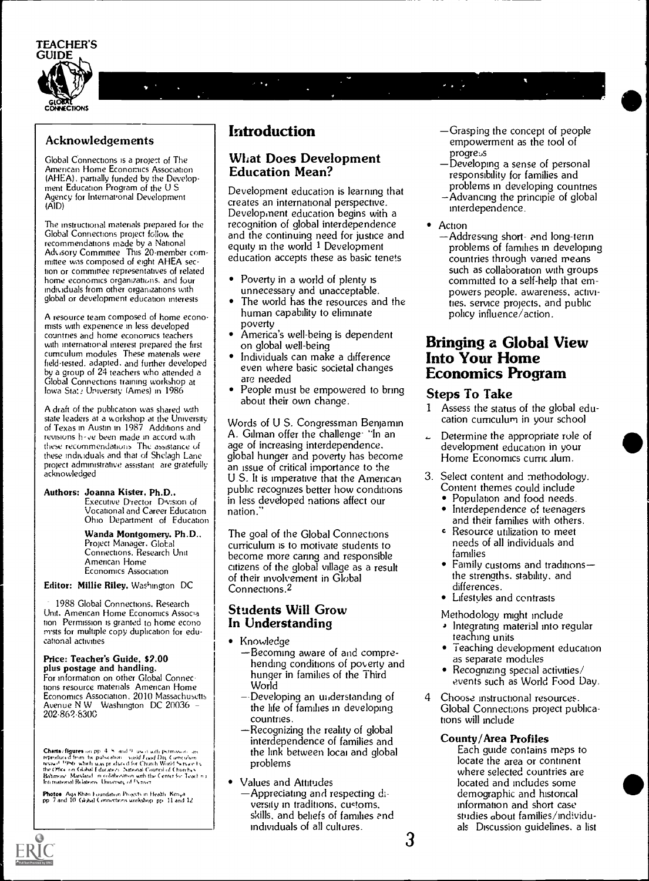## Acknowledgements

Global Connections is a project of The American Home Economics Association (AHEA), partially funded by the Development Education Program of the U S Agency for International Development (AID)

The instructional materials prepared for the Global Connections project follow the recommendations made by a National Advisory Committee This 20-member committee was composed of eight AHEA section or committee representatives of related home economics organizations, and four individuals from other organizations with global or development education interests

A resource team composed of home economists with experience in less developed countries and home economics teachers with international interest prepared the first curriculum modules These materials were field-tested, adapted, and further developed by a group of 24 teachers who attended a Global Connections training workshop at Iowa State University (Ames) in 1986

A draft of the publication was shared with state leaders at a workshop at the University of Texas in Austin in 1987 Additions and revisions have been made in accord with these recommendations The assistance of these individuals and that of Shelagh Lane project administrative assistant are gratefully acknowledged

**Authors: Joanna Kister, Ph.D.,**
Executive Director Division of Vocational and Career Education Ohio Department of Education

**Wanda Montgomery, Ph.D.,**
Project Manager, Global Connections, Research Unit American Home Economics Association

**Editor: Millie Riley,** Washington DC

© 1988 Global Connections, Research Unit, American Home Economics Association Permission is granted to home economists for multiple copy duplication for educational activities

**Price: Teacher's Guide, $2.00 plus postage and handling.**
For information on other Global Connections resource materials American Home Economics Association, 2010 Massachusetts Avenue N W Washington DC 20036 – 202-862-8300

**Charts/figures** on pp 4, 5, and 9 used with permission, are reproduced from the publication World Food Day Curriculum revised 1986 which was produced for Church World Service by the Office on Global Education National Council of Churches Baltimore Maryland in collaboration with the Center for Teaching International Relations University of Denver

**Photos** Aga Khan Foundation Projects in Health Kenya pp 7 and 10 Global Connections workshop pp 11 and 12

# Introduction

## What Does Development Education Mean?

Development education is learning that creates an international perspective. Development education begins with a recognition of global interdependence and the continuing need for justice and equity in the world [1] Development education accepts these as basic tenets

- Poverty in a world of plenty is unnecessary and unacceptable.
- The world has the resources and the human capability to eliminate poverty
- America's well-being is dependent on global well-being
- Individuals can make a difference even where basic societal changes are needed
- People must be empowered to bring about their own change.

Words of U S. Congressman Benjamin A. Gilman offer the challenge: "In an age of increasing interdependence, global hunger and poverty has become an issue of critical importance to the U S. It is imperative that the American public recognizes better how conditions in less developed nations affect our nation."

The goal of the Global Connections curriculum is to motivate students to become more caring and responsible citizens of the global village as a result of their involvement in Global Connections.[2]

## Students Will Grow In Understanding

- Knowledge
  - —Becoming aware of and comprehending conditions of poverty and hunger in families of the Third World
  - —Developing an understanding of the life of families in developing countries.
  - —Recognizing the reality of global interdependence of families and the link between local and global problems
- Values and Attitudes
  - —Appreciating and respecting diversity in traditions, customs, skills, and beliefs of families and individuals of all cultures.
  - —Grasping the concept of people empowerment as the tool of progress
  - —Developing a sense of personal responsibility for families and problems in developing countries
  - —Advancing the principle of global interdependence.
- Action
  - —Addressing short- and long-term problems of families in developing countries through varied means such as collaboration with groups committed to a self-help that empowers people, awareness, activities, service projects, and public policy influence/action.

# Bringing a Global View Into Your Home Economics Program

## Steps To Take

1. Assess the status of the global education curriculum in your school
2. Determine the appropriate role of development education in your Home Economics curriculum.
3. Select content and methodology. Content themes could include
   - Population and food needs.
   - Interdependence of teenagers and their families with others.
   - Resource utilization to meet needs of all individuals and families
   - Family customs and traditions—the strengths, stability, and differences.
   - Lifestyles and contrasts

   Methodology might include
   - Integrating material into regular teaching units
   - Teaching development education as separate modules
   - Recognizing special activities/events such as World Food Day.
4. Choose instructional resources. Global Connections project publications will include

   **County/Area Profiles**
   Each guide contains maps to locate the area or continent where selected countries are located and includes some demographic and historical information and short case studies about families/individuals Discussion guidelines, a list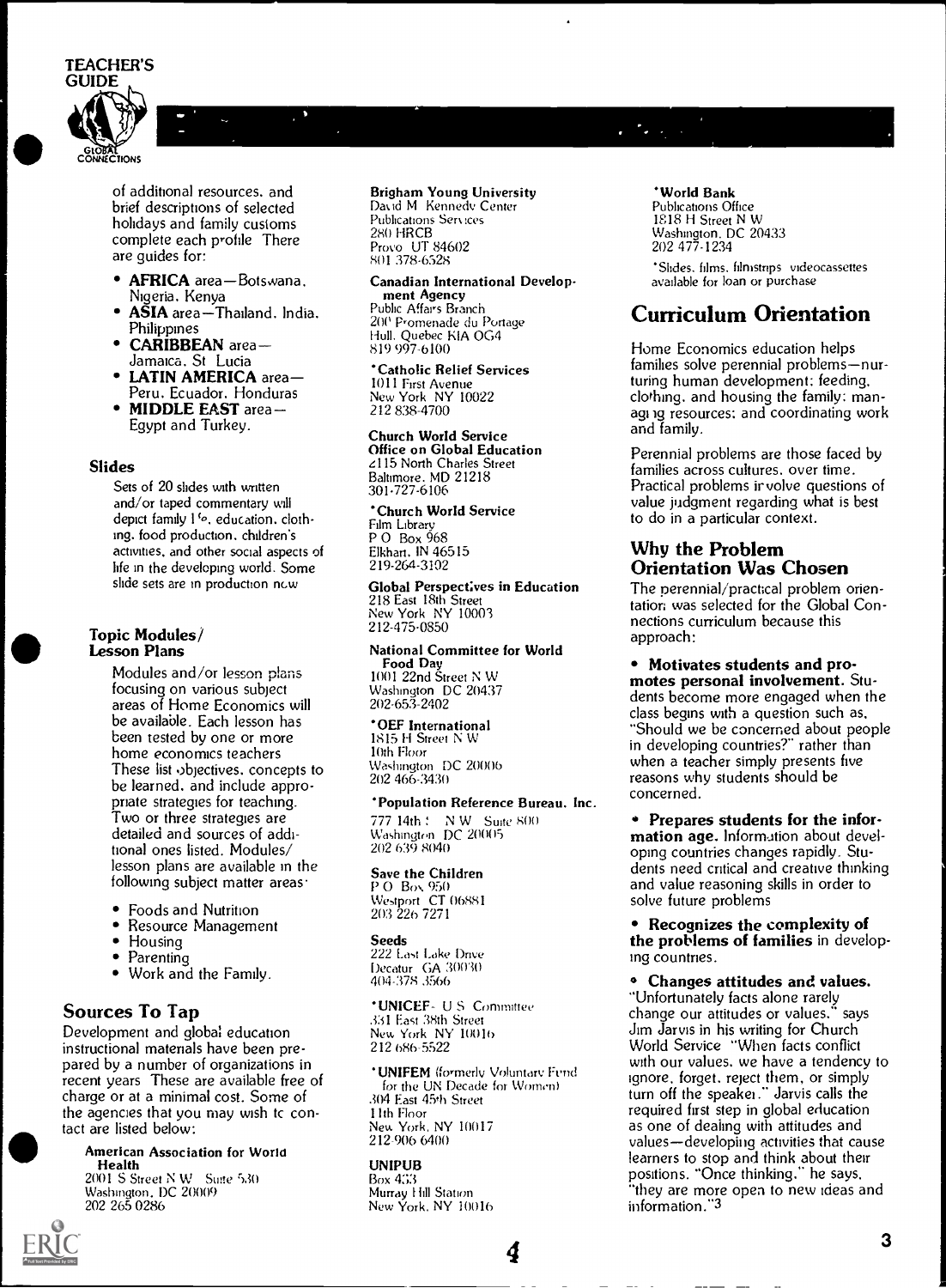of additional resources, and brief descriptions of selected holidays and family customs complete each profile There are guides for:

- **AFRICA** area—Botswana, Nigeria, Kenya
- **ASIA** area—Thailand, India, Philippines
- **CARIBBEAN** area—Jamaica, St Lucia
- **LATIN AMERICA** area—Peru, Ecuador, Honduras
- **MIDDLE EAST** area—Egypt and Turkey.

### Slides

Sets of 20 slides with written and/or taped commentary will depict family life, education, clothing, food production, children's activities, and other social aspects of life in the developing world. Some slide sets are in production now

### Topic Modules/ Lesson Plans

Modules and/or lesson plans focusing on various subject areas of Home Economics will be available. Each lesson has been tested by one or more home economics teachers These list objectives, concepts to be learned, and include appropriate strategies for teaching. Two or three strategies are detailed and sources of additional ones listed. Modules/ lesson plans are available in the following subject matter areas:

- Foods and Nutrition
- Resource Management
- Housing
- Parenting
- Work and the Family.

## Sources To Tap

Development and global education instructional materials have been prepared by a number of organizations in recent years These are available free of charge or at a minimal cost. Some of the agencies that you may wish to contact are listed below:

**American Association for World Health**
2001 S Street N W Suite 530
Washington, DC 20009
202 265 0286

**Brigham Young University**
David M Kennedy Center
Publications Services
280 HRCB
Provo UT 84602
801 378-6528

**Canadian International Development Agency**
Public Affairs Branch
200 Promenade du Portage
Hull, Quebec KIA OG4
819 997-6100

***Catholic Relief Services**
1011 First Avenue
New York NY 10022
212 838-4700

**Church World Service Office on Global Education**
2115 North Charles Street
Baltimore, MD 21218
301-727-6106

***Church World Service**
Film Library
P O Box 968
Elkhart, IN 46515
219-264-3102

**Global Perspectives in Education**
218 East 18th Street
New York NY 10003
212-475-0850

**National Committee for World Food Day**
1001 22nd Street N W
Washington DC 20437
202-653-2402

***OEF International**
1815 H Street N W
10th Floor
Washington DC 20006
202 466-3430

***Population Reference Bureau, Inc.**
777 14th St N W Suite 800
Washington DC 20005
202 639 8040

**Save the Children**
P O Box 950
Westport CT 06881
203 226 7271

**Seeds**
222 East Lake Drive
Decatur GA 30030
404-378 3566

***UNICEF**- U S Committee
331 East 38th Street
New York NY 10016
212 686-5522

***UNIFEM** (formerly Voluntary Fund for the UN Decade for Women)
304 East 45th Street
11th Floor
New York, NY 10017
212 906 6400

**UNIPUB**
Box 433
Murray Hill Station
New York, NY 10016

***World Bank**
Publications Office
1818 H Street N W
Washington, DC 20433
202 477-1234

*Slides, films, filmstrips videocassettes available for loan or purchase

## Curriculum Orientation

Home Economics education helps families solve perennial problems—nurturing human development: feeding, clothing, and housing the family: managing resources: and coordinating work and family.

Perennial problems are those faced by families across cultures, over time. Practical problems involve questions of value judgment regarding what is best to do in a particular context.

### Why the Problem Orientation Was Chosen

The perennial/practical problem orientation was selected for the Global Connections curriculum because this approach:

- **Motivates students and promotes personal involvement.** Students become more engaged when the class begins with a question such as, "Should we be concerned about people in developing countries?" rather than when a teacher simply presents five reasons why students should be concerned.

- **Prepares students for the information age.** Information about developing countries changes rapidly. Students need critical and creative thinking and value reasoning skills in order to solve future problems

- **Recognizes the complexity of the problems of families** in developing countries.

- **Changes attitudes and values.** "Unfortunately facts alone rarely change our attitudes or values." says Jim Jarvis in his writing for Church World Service "When facts conflict with our values, we have a tendency to ignore, forget, reject them, or simply turn off the speaker." Jarvis calls the required first step in global education as one of dealing with attitudes and values—developing activities that cause learners to stop and think about their positions. "Once thinking," he says, "they are more open to new ideas and information."[3]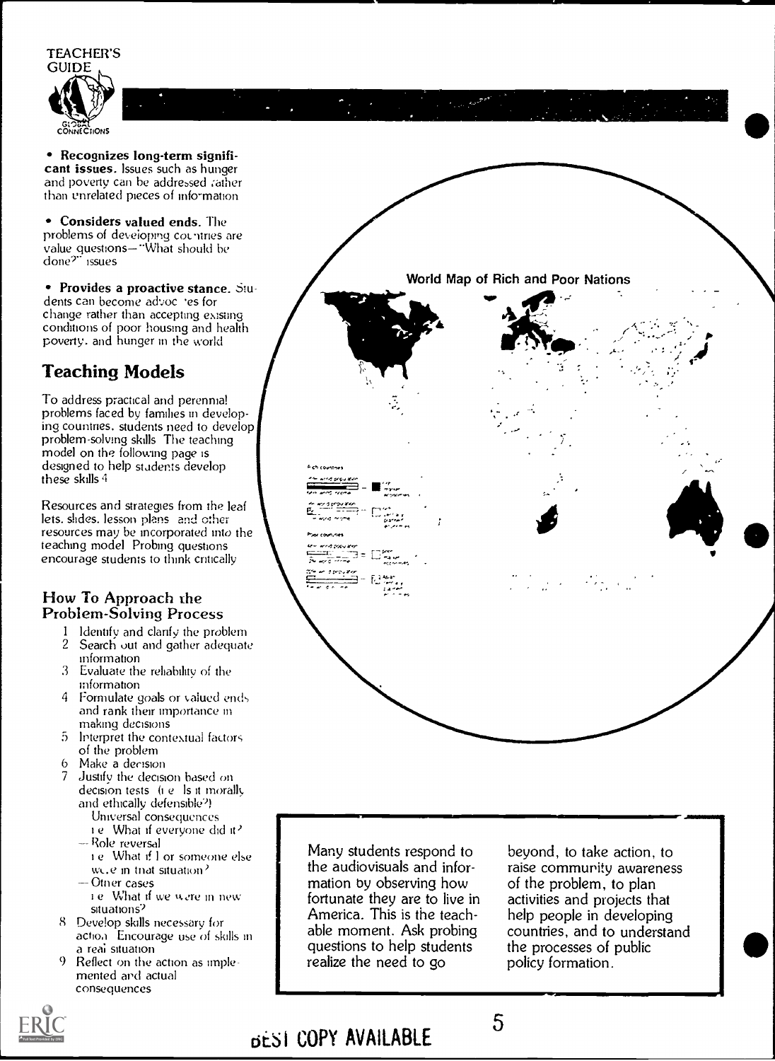- **Recognizes long-term significant issues.** Issues such as hunger and poverty can be addressed rather than unrelated pieces of information

- **Considers valued ends.** The problems of developing countries are value questions—"What should be done?" issues

- **Provides a proactive stance.** Students can become advocates for change rather than accepting existing conditions of poor housing and health poverty, and hunger in the world

World Map of Rich and Poor Nations

## Teaching Models

To address practical and perennial problems faced by families in developing countries, students need to develop problem-solving skills. The teaching model on the following page is designed to help students develop these skills.[4]

Resources and strategies from the leaflets, slides, lesson plans and other resources may be incorporated into the teaching model. Probing questions encourage students to think critically.

### How To Approach the Problem-Solving Process

1. Identify and clarify the problem
2. Search out and gather adequate information
3. Evaluate the reliability of the information
4. Formulate goals or valued ends and rank their importance in making decisions
5. Interpret the contextual factors of the problem
6. Make a decision
7. Justify the decision based on decision tests (i.e. Is it morally and ethically defensible?)
   - Universal consequences
     i.e. What if everyone did it?
   - Role reversal
     i.e. What if I or someone else were in that situation?
   - Other cases
     i.e. What if we were in new situations?
8. Develop skills necessary for action. Encourage use of skills in a real situation
9. Reflect on the action as implemented and actual consequences

Many students respond to the audiovisuals and information by observing how fortunate they are to live in America. This is the teachable moment. Ask probing questions to help students realize the need to go beyond, to take action, to raise community awareness of the problem, to plan activities and projects that help people in developing countries, and to understand the processes of public policy formation.

BEST COPY AVAILABLE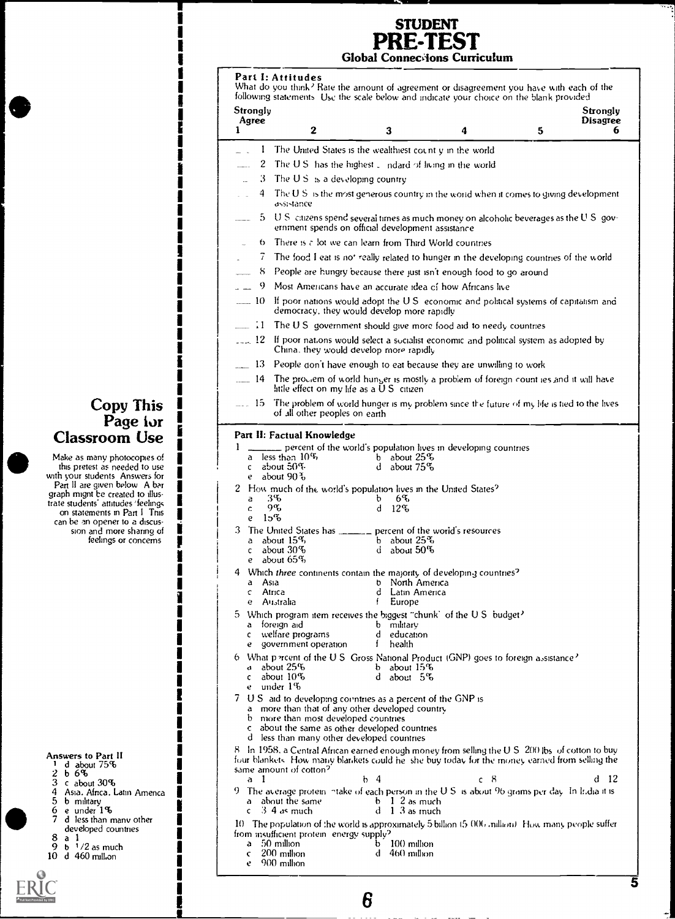# STUDENT PRE-TEST

## Global Connections Curriculum

### Part I: Attitudes

What do you think? Rate the amount of agreement or disagreement you have with each of the following statements. Use the scale below and indicate your choice on the blank provided.

| Strongly Agree 1 | 2 | 3 | 4 | 5 | Strongly Disagree 6 |
|---|---|---|---|---|---|

___ 1 The United States is the wealthiest country in the world

___ 2 The U S has the highest standard of living in the world

___ 3 The U S is a developing country

___ 4 The U S is the most generous country in the world when it comes to giving development assistance

___ 5 U S citizens spend several times as much money on alcoholic beverages as the U S government spends on official development assistance

___ 6 There is a lot we can learn from Third World countries

___ 7 The food I eat is not really related to hunger in the developing countries of the world

___ 8 People are hungry because there just isn't enough food to go around

___ 9 Most Americans have an accurate idea of how Africans live

___ 10 If poor nations would adopt the U S economic and political systems of capitalism and democracy, they would develop more rapidly

___ 11 The U S government should give more food aid to needy countries

___ 12 If poor nations would select a socialist economic and political system as adopted by China, they would develop more rapidly

___ 13 People don't have enough to eat because they are unwilling to work

___ 14 The problem of world hunger is mostly a problem of foreign countries and it will have little effect on my life as a U S citizen

___ 15 The problem of world hunger is my problem since the future of my life is tied to the lives of all other peoples on earth

### Part II: Factual Knowledge

1 ______ percent of the world's population lives in developing countries
- a less than 10%
- b about 25%
- c about 50%
- d about 75%
- e about 90%

2 How much of the world's population lives in the United States?
- a 3%
- b 6%
- c 9%
- d 12%
- e 15%

3 The United States has ______ percent of the world's resources
- a about 15%
- b about 25%
- c about 30%
- d about 50%
- e about 65%

4 Which *three* continents contain the majority of developing countries?
- a Asia
- b North America
- c Africa
- d Latin America
- e Australia
- f Europe

5 Which program item receives the biggest "chunk" of the U S budget?
- a foreign aid
- b military
- c welfare programs
- d education
- e government operation
- f health

6 What percent of the U S Gross National Product (GNP) goes to foreign assistance?
- a about 25%
- b about 15%
- c about 10%
- d about 5%
- e under 1%

7 U S aid to developing countries as a percent of the GNP is
- a more than that of any other developed country
- b more than most developed countries
- c about the same as other developed countries
- d less than many other developed countries

8 In 1958, a Central African earned enough money from selling the U S 200 lbs of cotton to buy four blankets. How many blankets could he/she buy today for the money earned from selling the same amount of cotton?
- a 1
- b 4
- c 8
- d 12

9 The average protein intake of each person in the U S is about 96 grams per day. In India it is
- a about the same
- b 1/2 as much
- c 3/4 as much
- d 1/3 as much

10 The population of the world is approximately 5 billion (5 000 million). How many people suffer from insufficient protein energy supply?
- a 50 million
- b 100 million
- c 200 million
- d 460 million
- e 900 million

## Copy This Page for Classroom Use

Make as many photocopies of this pretest as needed to use with your students. Answers for Part II are given below. A bar graph might be created to illustrate students' attitudes/feelings on statements in Part I. This can be an opener to a discussion and more sharing of feelings or concerns.

**Answers to Part II**

1. d about 75%
2. b 6%
3. c about 30%
4. Asia, Africa, Latin America
5. b military
6. e under 1%
7. d less than many other developed countries
8. a 1
9. b 1/2 as much
10. d 460 million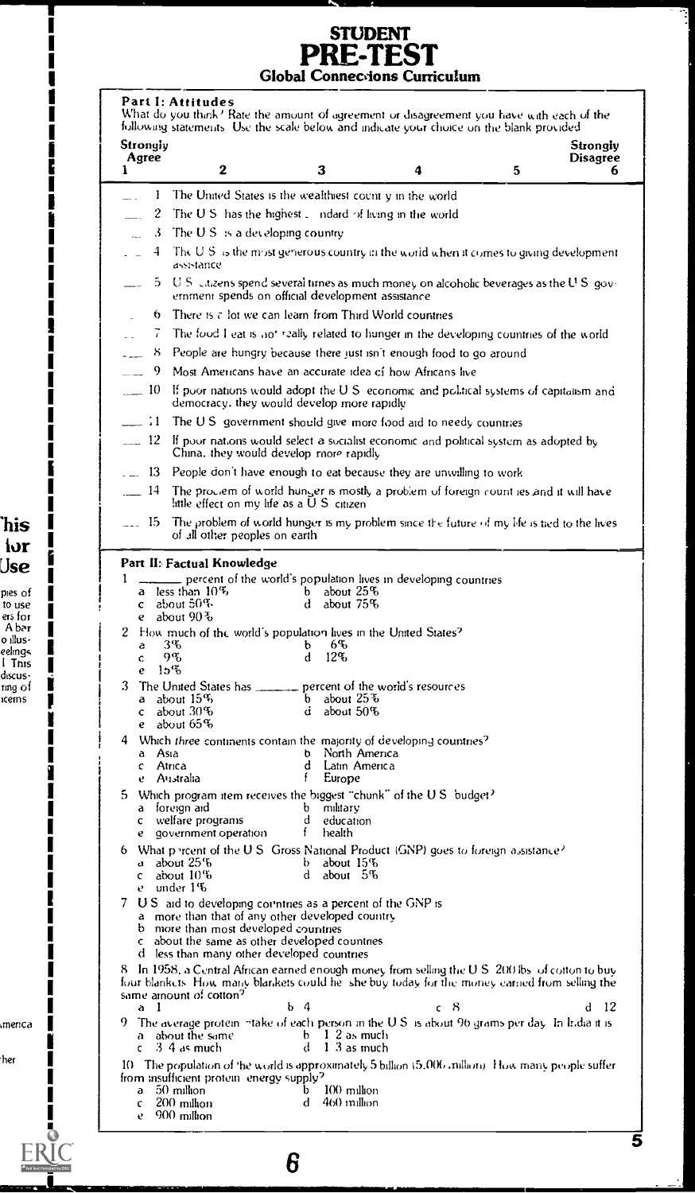# STUDENT PRE-TEST

## Global Connections Curriculum

### Part I: Attitudes

What do you think? Rate the amount of agreement or disagreement you have with each of the following statements. Use the scale below and indicate your choice on the blank provided.

| Strongly Agree | | | | | Strongly Disagree |
|---|---|---|---|---|---|
| 1 | 2 | 3 | 4 | 5 | 6 |

___ 1 The United States is the wealthiest country in the world

___ 2 The U S has the highest standard of living in the world

___ 3 The U S is a developing country

___ 4 The U S is the most generous country in the world when it comes to giving development assistance

___ 5 U S citizens spend several times as much money on alcoholic beverages as the U S government spends on official development assistance

___ 6 There is a lot we can learn from Third World countries

___ 7 The food I eat is not really related to hunger in the developing countries of the world

___ 8 People are hungry because there just isn't enough food to go around

___ 9 Most Americans have an accurate idea of how Africans live

___ 10 If poor nations would adopt the U S economic and political systems of capitalism and democracy, they would develop more rapidly

___ 11 The U S government should give more food aid to needy countries

___ 12 If poor nations would select a socialist economic and political system as adopted by China, they would develop more rapidly

___ 13 People don't have enough to eat because they are unwilling to work

___ 14 The problem of world hunger is mostly a problem of foreign countries and it will have little effect on my life as a U S citizen

___ 15 The problem of world hunger is my problem since the future of my life is tied to the lives of all other peoples on earth

### Part II: Factual Knowledge

1 ______ percent of the world's population lives in developing countries
- a less than 10%
- b about 25%
- c about 50%
- d about 75%
- e about 90%

2 How much of the world's population lives in the United States?
- a 3%
- b 6%
- c 9%
- d 12%
- e 15%

3 The United States has ______ percent of the world's resources
- a about 15%
- b about 25%
- c about 30%
- d about 50%
- e about 65%

4 Which *three* continents contain the majority of developing countries?
- a Asia
- b North America
- c Africa
- d Latin America
- e Australia
- f Europe

5 Which program item receives the biggest "chunk" of the U S budget?
- a foreign aid
- b military
- c welfare programs
- d education
- e government operation
- f health

6 What percent of the U S Gross National Product (GNP) goes to foreign assistance?
- a about 25%
- b about 15%
- c about 10%
- d about 5%
- e under 1%

7 U S aid to developing countries as a percent of the GNP is
- a more than that of any other developed country
- b more than most developed countries
- c about the same as other developed countries
- d less than many other developed countries

8 In 1958, a Central African earned enough money from selling the U S 200 lbs of cotton to buy four blankets. How many blankets could he/she buy today for the money earned from selling the same amount of cotton?
- a 1
- b 4
- c 8
- d 12

9 The average protein intake of each person in the U S is about 96 grams per day. In India it is
- a about the same
- b 1/2 as much
- c 3/4 as much
- d 1/3 as much

10 The population of the world is approximately 5 billion (5,000 million). How many people suffer from insufficient protein energy supply?
- a 50 million
- b 100 million
- c 200 million
- d 460 million
- e 900 million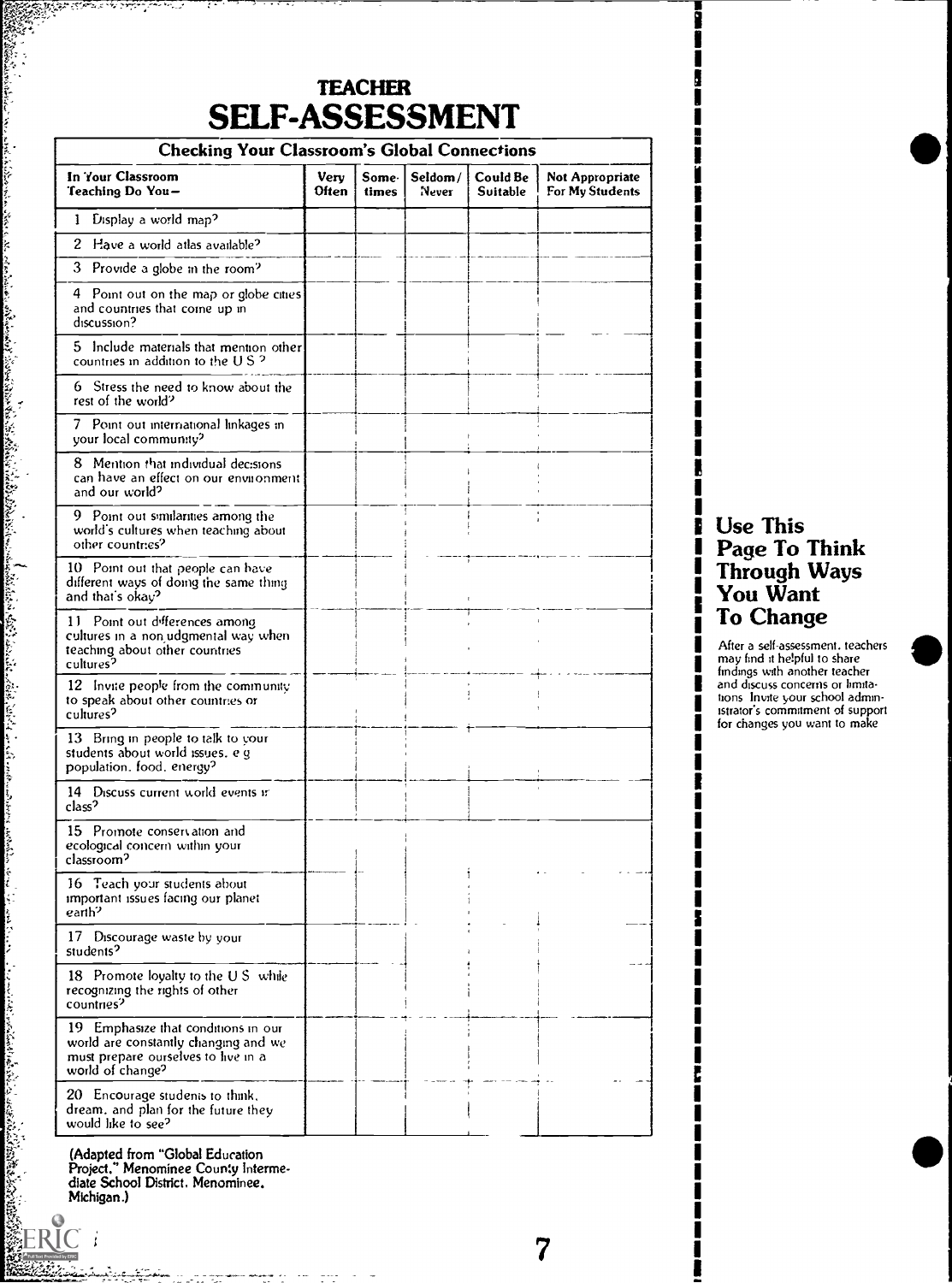## TEACHER
# SELF-ASSESSMENT

| Checking Your Classroom's Global Connections | | | | | |
|---|---|---|---|---|---|
| **In Your Classroom Teaching Do You—** | **Very Often** | **Some-times** | **Seldom/ Never** | **Could Be Suitable** | **Not Appropriate For My Students** |
| 1 Display a world map? | | | | | |
| 2 Have a world atlas available? | | | | | |
| 3 Provide a globe in the room? | | | | | |
| 4 Point out on the map or globe cities and countries that come up in discussion? | | | | | |
| 5 Include materials that mention other countries in addition to the U S ? | | | | | |
| 6 Stress the need to know about the rest of the world? | | | | | |
| 7 Point out international linkages in your local community? | | | | | |
| 8 Mention that individual decisions can have an effect on our environment and our world? | | | | | |
| 9 Point out similarities among the world's cultures when teaching about other countries? | | | | | |
| 10 Point out that people can have different ways of doing the same thing and that's okay? | | | | | |
| 11 Point out differences among cultures in a nonjudgmental way when teaching about other countries cultures? | | | | | |
| 12 Invite people from the community to speak about other countries or cultures? | | | | | |
| 13 Bring in people to talk to your students about world issues, e g population, food, energy? | | | | | |
| 14 Discuss current world events in class? | | | | | |
| 15 Promote conservation and ecological concern within your classroom? | | | | | |
| 16 Teach your students about important issues facing our planet earth? | | | | | |
| 17 Discourage waste by your students? | | | | | |
| 18 Promote loyalty to the U S while recognizing the rights of other countries? | | | | | |
| 19 Emphasize that conditions in our world are constantly changing and we must prepare ourselves to live in a world of change? | | | | | |
| 20 Encourage students to think, dream, and plan for the future they would like to see? | | | | | |

**(Adapted from "Global Education Project," Menominee County Intermediate School District, Menominee, Michigan.)**

## Use This Page To Think Through Ways You Want To Change

After a self-assessment, teachers may find it helpful to share findings with another teacher and discuss concerns or limitations. Invite your school administrator's commitment of support for changes you want to make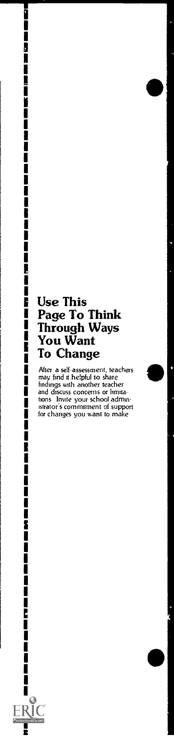# Use This Page To Think Through Ways You Want To Change

After a self-assessment, teachers may find it helpful to share findings with another teacher and discuss concerns or limitations Invite your school administrator's commitment of support for changes you want to make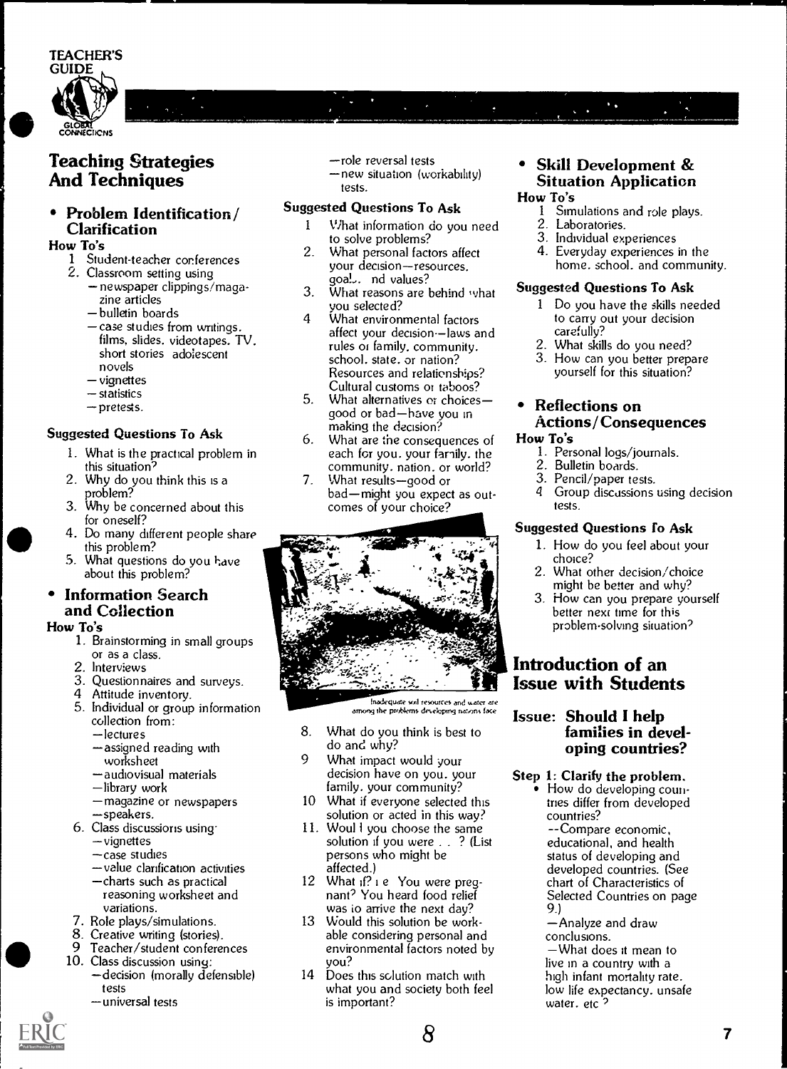## Teaching Strategies And Techniques

### • Problem Identification/ Clarification

**How To's**

1. Student-teacher conferences
2. Classroom setting using
   - newspaper clippings/magazine articles
   - bulletin boards
   - case studies from writings, films, slides, videotapes, TV, short stories, adolescent novels
   - vignettes
   - statistics
   - pretests.

**Suggested Questions To Ask**

1. What is the practical problem in this situation?
2. Why do you think this is a problem?
3. Why be concerned about this for oneself?
4. Do many different people share this problem?
5. What questions do you have about this problem?

### • Information Search and Collection

**How To's**

1. Brainstorming in small groups or as a class.
2. Interviews
3. Questionnaires and surveys.
4. Attitude inventory.
5. Individual or group information collection from:
   - lectures
   - assigned reading with worksheet
   - audiovisual materials
   - library work
   - magazine or newspapers
   - speakers.
6. Class discussions using
   - vignettes
   - case studies
   - value clarification activities
   - charts such as practical reasoning worksheet and variations.
7. Role plays/simulations.
8. Creative writing (stories).
9. Teacher/student conferences
10. Class discussion using:
    - decision (morally defensible) tests
    - universal tests
    - role reversal tests
    - new situation (workability) tests.

**Suggested Questions To Ask**

1. What information do you need to solve problems?
2. What personal factors affect your decision—resources, goals, and values?
3. What reasons are behind what you selected?
4. What environmental factors affect your decision—laws and rules of family, community, school, state, or nation? Resources and relationships? Cultural customs or taboos?
5. What alternatives or choices—good or bad—have you in making the decision?
6. What are the consequences of each for you, your family, the community, nation, or world?
7. What results—good or bad—might you expect as outcomes of your choice?

Inadequate soil resources and water are among the problems developing nations face

8. What do you think is best to do and why?
9. What impact would your decision have on you, your family, your community?
10. What if everyone selected this solution or acted in this way?
11. Would you choose the same solution if you were . . . ? (List persons who might be affected.)
12. What if? i.e. You were pregnant? You heard food relief was to arrive the next day?
13. Would this solution be workable considering personal and environmental factors noted by you?
14. Does this solution match with what you and society both feel is important?

### • Skill Development & Situation Application

**How To's**

1. Simulations and role plays.
2. Laboratories.
3. Individual experiences
4. Everyday experiences in the home, school, and community.

**Suggested Questions To Ask**

1. Do you have the skills needed to carry out your decision carefully?
2. What skills do you need?
3. How can you better prepare yourself for this situation?

### • Reflections on Actions/Consequences

**How To's**

1. Personal logs/journals.
2. Bulletin boards.
3. Pencil/paper tests.
4. Group discussions using decision tests.

**Suggested Questions To Ask**

1. How do you feel about your choice?
2. What other decision/choice might be better and why?
3. How can you prepare yourself better next time for this problem-solving situation?

## Introduction of an Issue with Students

### Issue: Should I help families in developing countries?

**Step 1: Clarify the problem.**

- How do developing countries differ from developed countries?
  - Compare economic, educational, and health status of developing and developed countries. (See chart of Characteristics of Selected Countries on page 9.)
  - Analyze and draw conclusions.
  - What does it mean to live in a country with a high infant mortality rate, low life expectancy, unsafe water, etc.?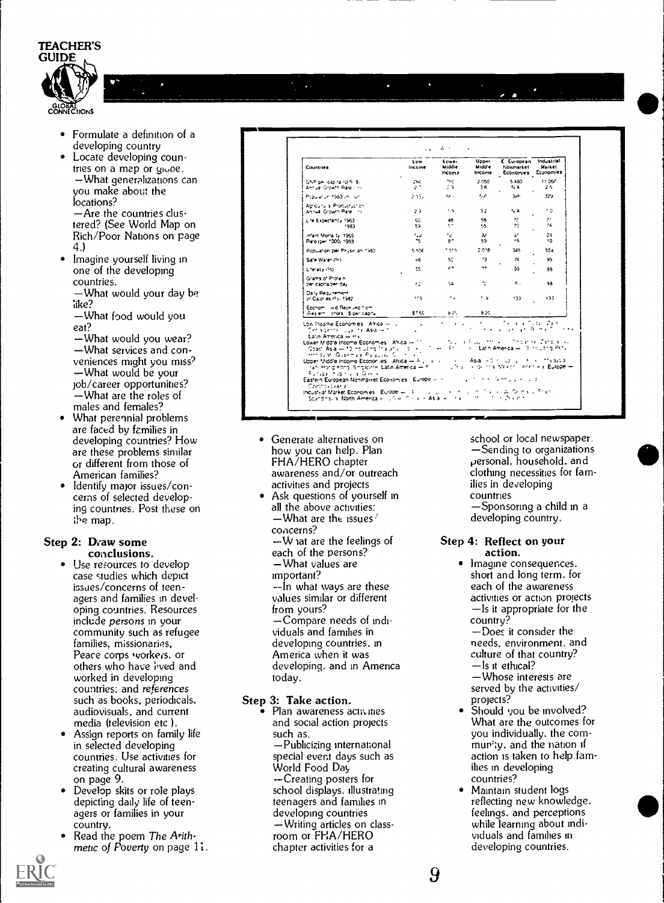- Formulate a definition of a developing country
- Locate developing countries on a map or globe.
  —What generalizations can you make about the locations?
  —Are the countries clustered? (See World Map on Rich/Poor Nations on page 4.)
- Imagine yourself living in one of the developing countries.
  —What would your day be like?
  —What food would you eat?
  —What would you wear?
  —What services and conveniences might you miss?
  —What would be your job/career opportunities?
  —What are the roles of males and females?
- What perennial problems are faced by families in developing countries? How are these problems similar or different from those of American families?
- Identify major issues/concerns of selected developing countries. Post these on the map.

### Step 2: Draw some conclusions.

- Use resources to develop case studies which depict issues/concerns of teenagers and families in developing countries. Resources include *persons* in your community such as refugee families, missionaries, Peace corps workers, or others who have lived and worked in developing countries; and *references* such as books, periodicals, audiovisuals, and current media (television etc.).
- Assign reports on family life in selected developing countries. Use activities for creating cultural awareness on page 9.
- Develop skits or role plays depicting daily life of teenagers or families in your country.
- Read the poem *The Arithmetic of Poverty* on page 11.

| Countries | Low Income | Lower Middle Income | Upper Middle Income | E. European Nonmarket Economies | Industrial Market Economies |
|---|---|---|---|---|---|
| GNP per capita (U.S. $) / Annual Growth Rate (%) | 260 / 2.7 | 750 / 2.9 | 2,050 / 3.8 | 5,480 / N.A. | 11,060 / 2.5 |
| Population 1983 (mil) | 2,335 | 665 | 567 | 386 | 729 |
| Agricultural Production Annual Growth Rate (%) | 2.3 | 1.5 | 3.2 | N.A. | 1.0 |
| Life Expectancy 1963 / 1983 | 50 / 59 | 48 / 57 | 58 / 65 | 70 / 70 | 71 / 76 |
| Infant Mortality 1965 / Rate (per 1000) 1983 | 142 / 75 | 142 / 87 | 97 / 59 | 51 / 29 | 24 / 10 |
| Population per Physician 1980 | 5,556 | 7,015 | 2,018 | 345 | 554 |
| Safe Water (%) | 46 | 50 | 73 | 74 | 95 |
| Literacy (%) | 55 | 67 | 77 | 98 | 99 |
| Grams of Protein per capita per day | 57 | 54 | 72 | 101 | 98 |
| Daily Requirement of Calories (%) 1982 | 105 | 104 | 119 | 133 | 133 |
| Economic Aid Received from Western Donors ($ per capita) | $7.60 | 8.27 | 8.20 | — | — |

Low Income Economies: Africa — ... Central ... Asia — ... Latin America — ...
Lower Middle Income Economies: Africa — ... Coast; Asia — ... including ... Latin America — ... including Peru ... Guatemala ...
Upper Middle Income Economies: Africa — ... Asia — ... Malaysia ... Hong Kong, Singapore; Latin America — ... Mexico ... Europe — ... Portugal ...
Eastern European Nonmarket Economies: Europe — ... Czechoslovakia ...
Industrial Market Economies: Europe — ... Scandinavia; North America — ... Asia — ...

- Generate alternatives on how you can help. Plan FHA/HERO chapter awareness and/or outreach activities and projects
- Ask questions of yourself in all the above activities:
  —What are the issues/concerns?
  —What are the feelings of each of the persons?
  —What values are important?
  —In what ways are these values similar or different from yours?
  —Compare needs of individuals and families in developing countries, in America when it was developing, and in America today.

### Step 3: Take action.

- Plan awareness activities and social action projects such as:
  —Publicizing international special event days such as World Food Day
  —Creating posters for school displays, illustrating teenagers and families in developing countries
  —Writing articles on classroom or FHA/HERO chapter activities for a school or local newspaper.
  —Sending to organizations personal, household, and clothing necessities for families in developing countries
  —Sponsoring a child in a developing country.

### Step 4: Reflect on your action.

- Imagine consequences, short and long term, for each of the awareness activities or action projects
  —Is it appropriate for the country?
  —Does it consider the needs, environment, and culture of that country?
  —Is it ethical?
  —Whose interests are served by the activities/projects?
- Should you be involved? What are the outcomes for you individually, the community, and the nation if action is taken to help families in developing countries?
- Maintain student logs reflecting new knowledge, feelings, and perceptions while learning about individuals and families in developing countries.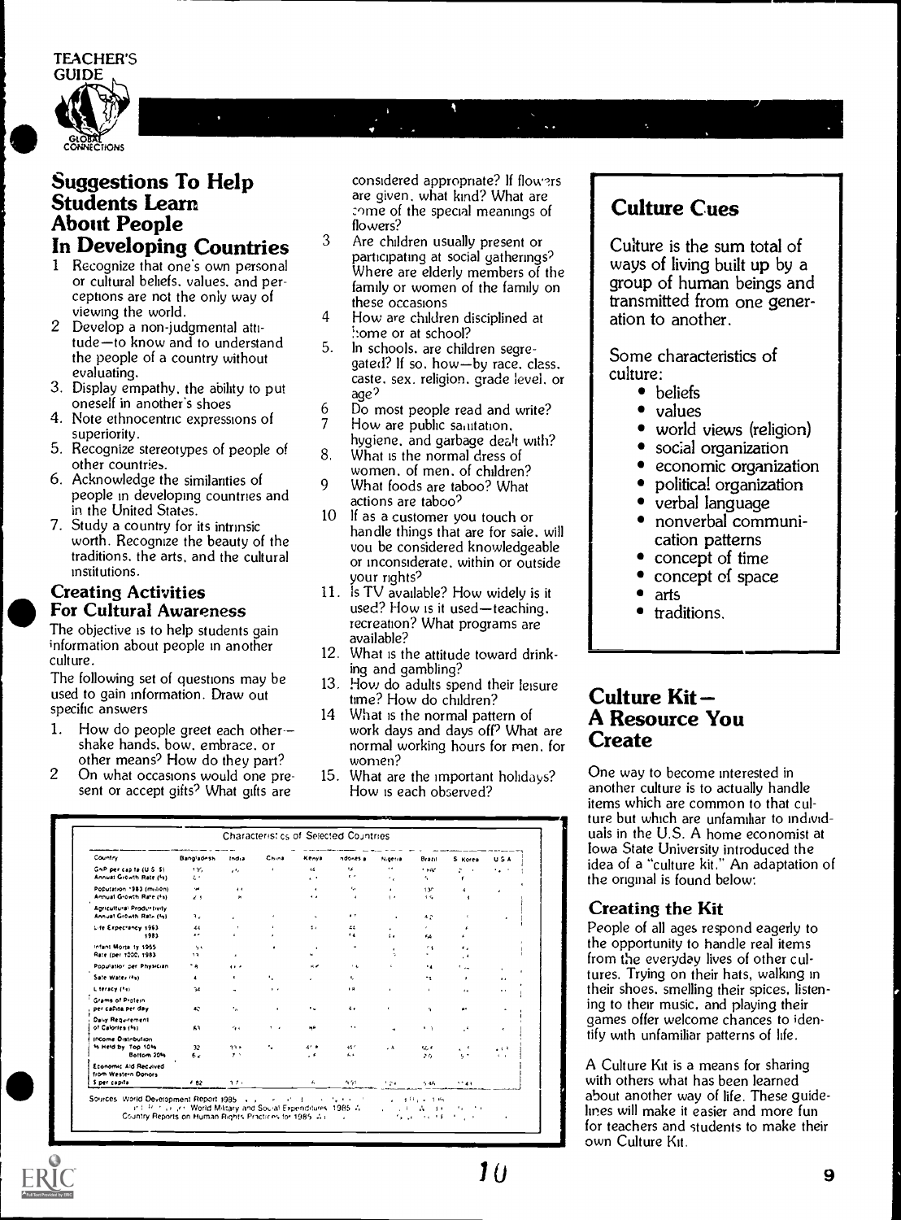## Suggestions To Help Students Learn About People In Developing Countries

1. Recognize that one's own personal or cultural beliefs, values, and perceptions are not the only way of viewing the world.
2. Develop a non-judgmental attitude—to know and to understand the people of a country without evaluating.
3. Display empathy, the ability to put oneself in another's shoes
4. Note ethnocentric expressions of superiority.
5. Recognize stereotypes of people of other countries.
6. Acknowledge the similarities of people in developing countries and in the United States.
7. Study a country for its intrinsic worth. Recognize the beauty of the traditions, the arts, and the cultural institutions.

### Creating Activities For Cultural Awareness

The objective is to help students gain information about people in another culture.

The following set of questions may be used to gain information. Draw out specific answers

1. How do people greet each other—shake hands, bow, embrace, or other means? How do they part?
2. On what occasions would one present or accept gifts? What gifts are considered appropriate? If flowers are given, what kind? What are some of the special meanings of flowers?
3. Are children usually present or participating at social gatherings? Where are elderly members of the family or women of the family on these occasions
4. How are children disciplined at home or at school?
5. In schools, are children segregated? If so, how—by race, class, caste, sex, religion, grade level, or age?
6. Do most people read and write?
7. How are public sanitation, hygiene, and garbage dealt with?
8. What is the normal dress of women, of men, of children?
9. What foods are taboo? What actions are taboo?
10. If as a customer you touch or handle things that are for sale, will you be considered knowledgeable or inconsiderate, within or outside your rights?
11. Is TV available? How widely is it used? How is it used—teaching, recreation? What programs are available?
12. What is the attitude toward drinking and gambling?
13. How do adults spend their leisure time? How do children?
14. What is the normal pattern of work days and days off? What are normal working hours for men, for women?
15. What are the important holidays? How is each observed?

## Culture Cues

Culture is the sum total of ways of living built up by a group of human beings and transmitted from one generation to another.

Some characteristics of culture:

- beliefs
- values
- world views (religion)
- social organization
- economic organization
- political organization
- verbal language
- nonverbal communication patterns
- concept of time
- concept of space
- arts
- traditions.

Characteristics of Selected Countries

| Country | Bangladesh | India | China | Kenya | Indonesia | Nigeria | Brazil | S. Korea | U.S.A. |
|---|---|---|---|---|---|---|---|---|---|
| GNP per capita (U.S. $) Annual Growth Rate (%) | 130 | | | | | | | | |
| Population 1983 (million) Annual Growth Rate (%) | | | | | | | | | |
| Agricultural Productivity Annual Growth Rate (%) | | | | | | | | | |
| Life Expectancy 1963 / 1983 | 44 | | | | | | | | |
| Infant Mortality 1965 Rate (per 1000) 1983 | | | | | | | | | |
| Population per Physician | | | | | | | | | |
| Safe Water (%) | | | | | | | | | |
| Literacy (%) | 34 | | | | | | | | |
| Grams of Protein per capita per day | 42 | | | | | | | | |
| Daily Requirement of Calories (%) | 83 | | | | | | | | |
| Income Distribution % Held by Top 10% / Bottom 20% | 32 / 6 | | | | | | | | |
| Economic Aid Received from Western Donors $ per capita | 6.82 | | | | | | | | |

Sources: World Development Report 1985 ... World Military and Social Expenditures 1985 ... Country Reports on Human Rights Practices for 1985 ...

## Culture Kit—A Resource You Create

One way to become interested in another culture is to actually handle items which are common to that culture but which are unfamiliar to individuals in the U.S. A home economist at Iowa State University introduced the idea of a "culture kit." An adaptation of the original is found below:

### Creating the Kit

People of all ages respond eagerly to the opportunity to handle real items from the everyday lives of other cultures. Trying on their hats, walking in their shoes, smelling their spices, listening to their music, and playing their games offer welcome chances to identify with unfamiliar patterns of life.

A Culture Kit is a means for sharing with others what has been learned about another way of life. These guidelines will make it easier and more fun for teachers and students to make their own Culture Kit.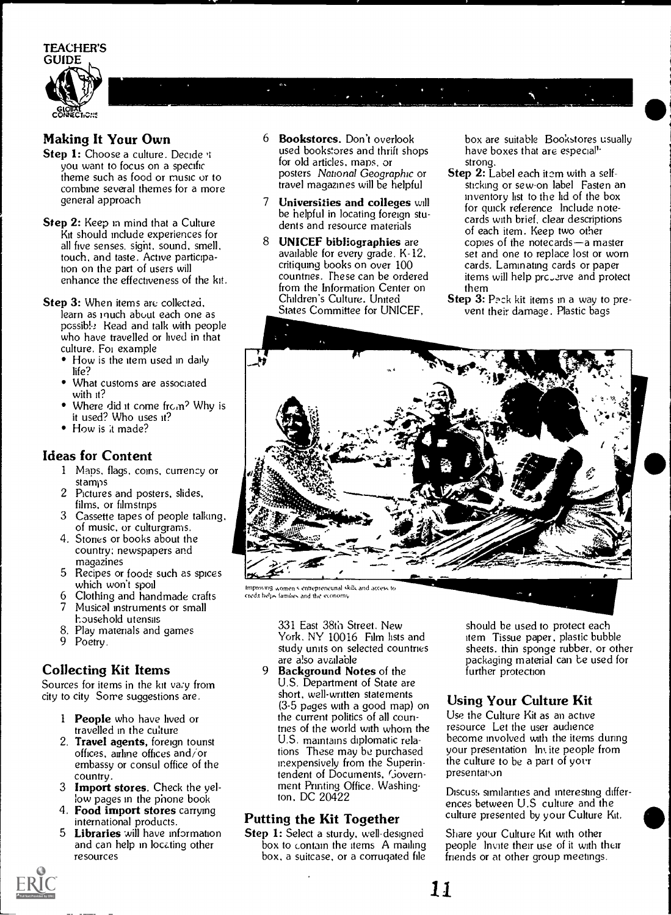## Making It Your Own

**Step 1:** Choose a culture. Decide if you want to focus on a specific theme such as food or music or to combine several themes for a more general approach

**Step 2:** Keep in mind that a Culture Kit should include experiences for all five senses. sight, sound, smell, touch, and taste. Active participation on the part of users will enhance the effectiveness of the kit.

**Step 3:** When items are collected, learn as much about each one as possible Read and talk with people who have travelled or lived in that culture. For example

- How is the item used in daily life?
- What customs are associated with it?
- Where did it come from? Why is it used? Who uses it?
- How is it made?

## Ideas for Content

1. Maps, flags, coins, currency or stamps
2. Pictures and posters, slides, films, or filmstrips
3. Cassette tapes of people talking, of music, or culturgrams.
4. Stories or books about the country; newspapers and magazines
5. Recipes or foods such as spices which won't spoil
6. Clothing and handmade crafts
7. Musical instruments or small household utensils
8. Play materials and games
9. Poetry.

## Collecting Kit Items

Sources for items in the kit vary from city to city Some suggestions are.

1. **People** who have lived or travelled in the culture
2. **Travel agents,** foreign tourist offices, airline offices and/or embassy or consul office of the country.
3. **Import stores.** Check the yellow pages in the phone book
4. **Food import stores** carrying international products.
5. **Libraries** will have information and can help in locating other resources
6. **Bookstores.** Don't overlook used bookstores and thrift shops for old articles, maps, or posters *National Geographic* or travel magazines will be helpful
7. **Universities and colleges** will be helpful in locating foreign students and resource materials
8. **UNICEF bibliographies** are available for every grade, K-12, critiquing books on over 100 countries. These can be ordered from the Information Center on Children's Culture. United States Committee for UNICEF, 331 East 38th Street. New York, NY 10016 Film lists and study units on selected countries are also available
9. **Background Notes** of the U.S. Department of State are short, well-written statements (3-5 pages with a good map) on the current politics of all countries of the world with whom the U.S. maintains diplomatic relations These may be purchased inexpensively from the Superintendent of Documents, Government Printing Office. Washington, DC 20422

## Putting the Kit Together

**Step 1:** Select a sturdy, well-designed box to contain the items A mailing box, a suitcase, or a corrugated file box are suitable Bookstores usually have boxes that are especially strong.

**Step 2:** Label each item with a self-sticking or sew-on label Fasten an inventory list to the lid of the box for quick reference Include notecards with brief, clear descriptions of each item. Keep two other copies of the notecards—a master set and one to replace lost or worn cards. Laminating cards or paper items will help preserve and protect them

**Step 3:** Pack kit items in a way to prevent their damage. Plastic bags should be used to protect each item Tissue paper, plastic bubble sheets, thin sponge rubber, or other packaging material can be used for further protection

Improving women's entrepreneurial skills and access to credit helps families and the economy

## Using Your Culture Kit

Use the Culture Kit as an active resource Let the user audience become involved with the items during your presentation Invite people from the culture to be a part of your presentation

Discuss similarities and interesting differences between U.S culture and the culture presented by your Culture Kit.

Share your Culture Kit with other people Invite their use of it with their friends or at other group meetings.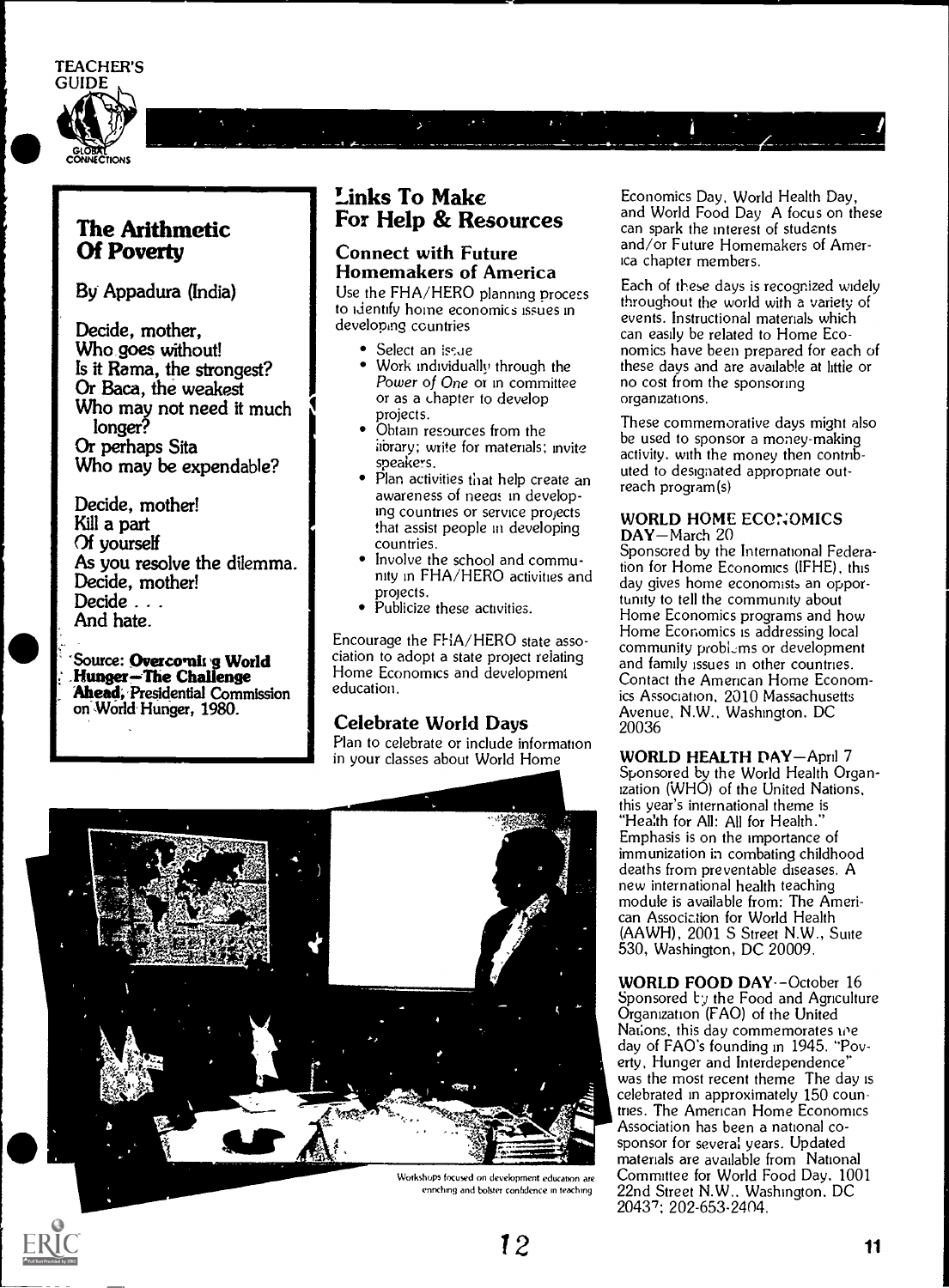## The Arithmetic Of Poverty

By Appadura (India)

Decide, mother,
Who goes without!
Is it Rama, the strongest?
Or Baca, the weakest
Who may not need it much
longer?
Or perhaps Sita
Who may be expendable?

Decide, mother!
Kill a part
Of yourself
As you resolve the dilemma.
Decide, mother!
Decide . . .
And hate.

Source: **Overcoming World Hunger—The Challenge Ahead**, Presidential Commission on World Hunger, 1980.

## Links To Make For Help & Resources

### Connect with Future Homemakers of America

Use the FHA/HERO planning process to identify home economics issues in developing countries

- Select an issue
- Work individually through the *Power of One* or in committee or as a chapter to develop projects.
- Obtain resources from the library; write for materials; invite speakers.
- Plan activities that help create an awareness of needs in developing countries or service projects that assist people in developing countries.
- Involve the school and community in FHA/HERO activities and projects.
- Publicize these activities.

Encourage the FHA/HERO state association to adopt a state project relating Home Economics and development education.

### Celebrate World Days

Plan to celebrate or include information in your classes about World Home Economics Day, World Health Day, and World Food Day. A focus on these can spark the interest of students and/or Future Homemakers of America chapter members.

Each of these days is recognized widely throughout the world with a variety of events. Instructional materials which can easily be related to Home Economics have been prepared for each of these days and are available at little or no cost from the sponsoring organizations.

These commemorative days might also be used to sponsor a money-making activity, with the money then contributed to designated appropriate outreach program(s)

**WORLD HOME ECONOMICS DAY**—March 20
Sponsored by the International Federation for Home Economics (IFHE), this day gives home economists an opportunity to tell the community about Home Economics programs and how Home Economics is addressing local community problems or development and family issues in other countries. Contact the American Home Economics Association, 2010 Massachusetts Avenue, N.W., Washington, DC 20036

**WORLD HEALTH DAY**—April 7
Sponsored by the World Health Organization (WHO) of the United Nations, this year's international theme is "Health for All: All for Health." Emphasis is on the importance of immunization in combating childhood deaths from preventable diseases. A new international health teaching module is available from: The American Association for World Health (AAWH), 2001 S Street N.W., Suite 530, Washington, DC 20009.

**WORLD FOOD DAY**—October 16
Sponsored by the Food and Agriculture Organization (FAO) of the United Nations, this day commemorates the day of FAO's founding in 1945. "Poverty, Hunger and Interdependence" was the most recent theme. The day is celebrated in approximately 150 countries. The American Home Economics Association has been a national co-sponsor for several years. Updated materials are available from National Committee for World Food Day, 1001 22nd Street N.W., Washington, DC 20437; 202-653-2404.

Workshops focused on development education are enriching and bolster confidence in teaching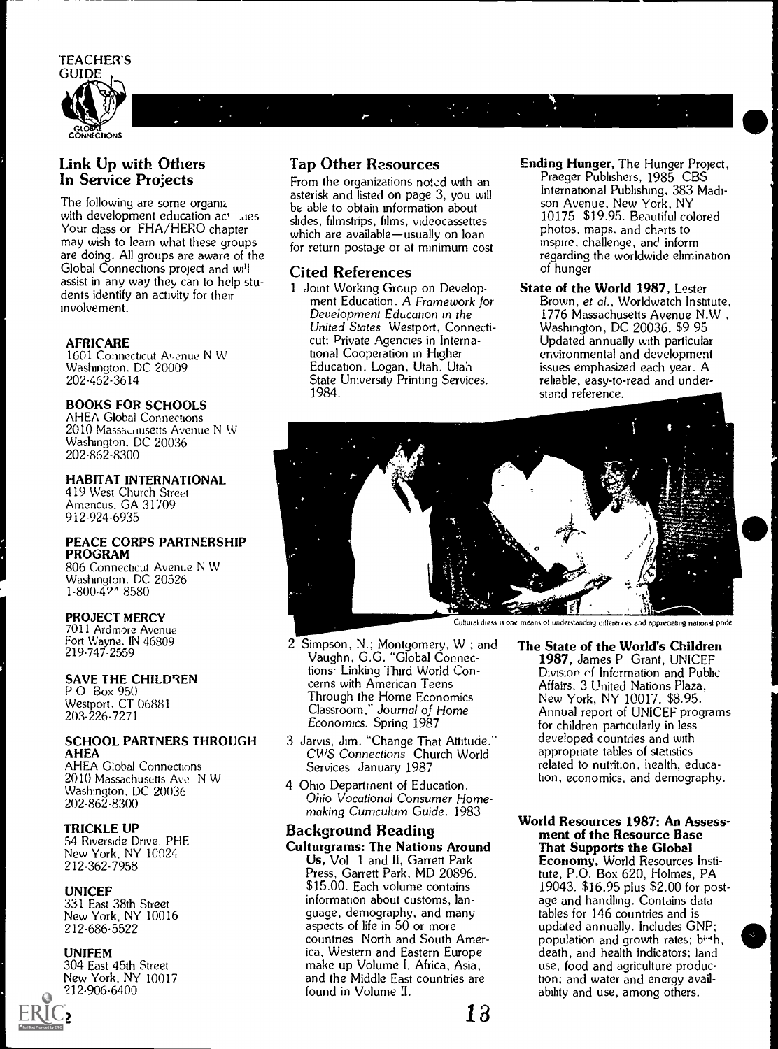## Link Up with Others In Service Projects

The following are some organiz... with development education ac... ...ies Your class or FHA/HERO chapter may wish to learn what these groups are doing. All groups are aware of the Global Connections project and will assist in any way they can to help students identify an activity for their involvement.

**AFRICARE**
1601 Connecticut Avenue N W
Washington, DC 20009
202-462-3614

**BOOKS FOR SCHOOLS**
AHEA Global Connections
2010 Massachusetts Avenue N W
Washington, DC 20036
202-862-8300

**HABITAT INTERNATIONAL**
419 West Church Street
Americus, GA 31709
912-924-6935

**PEACE CORPS PARTNERSHIP PROGRAM**
806 Connecticut Avenue N W
Washington, DC 20526
1-800-42? 8580

**PROJECT MERCY**
7011 Ardmore Avenue
Fort Wayne, IN 46809
219-747-2559

**SAVE THE CHILDREN**
P O Box 950
Westport, CT 06881
203-226-7271

**SCHOOL PARTNERS THROUGH AHEA**
AHEA Global Connections
2010 Massachusetts Ave N W
Washington, DC 20036
202-862-8300

**TRICKLE UP**
54 Riverside Drive, PHE
New York, NY 10024
212-362-7958

**UNICEF**
331 East 38th Street
New York, NY 10016
212-686-5522

**UNIFEM**
304 East 45th Street
New York, NY 10017
212-906-6400

## Tap Other Resources

From the organizations noted with an asterisk and listed on page 3, you will be able to obtain information about slides, filmstrips, films, videocassettes which are available—usually on loan for return postage or at minimum cost

## Cited References

1. Joint Working Group on Development Education. *A Framework for Development Education in the United States* Westport, Connecticut: Private Agencies in International Cooperation in Higher Education. Logan, Utah. Utah State University Printing Services. 1984.
2. Simpson, N.; Montgomery, W ; and Vaughn, G.G. "Global Connections: Linking Third World Concerns with American Teens Through the Home Economics Classroom," *Journal of Home Economics*. Spring 1987
3. Jarvis, Jim. "Change That Attitude." *CWS Connections* Church World Services January 1987
4. Ohio Department of Education. *Ohio Vocational Consumer Homemaking Curriculum Guide*. 1983

## Background Reading

**Culturgrams: The Nations Around Us,** Vol 1 and II, Garrett Park Press, Garrett Park, MD 20896. $15.00. Each volume contains information about customs, language, demography, and many aspects of life in 50 or more countries North and South America, Western and Eastern Europe make up Volume I. Africa, Asia, and the Middle East countries are found in Volume II.

**Ending Hunger,** The Hunger Project, Praeger Publishers, 1985 CBS International Publishing, 383 Madison Avenue, New York, NY 10175 $19.95. Beautiful colored photos, maps, and charts to inspire, challenge, and inform regarding the worldwide elimination of hunger

**State of the World 1987,** Lester Brown, *et al.*, Worldwatch Institute, 1776 Massachusetts Avenue N.W , Washington, DC 20036. $9 95 Updated annually with particular environmental and development issues emphasized each year. A reliable, easy-to-read and understand reference.

Cultural dress is one means of understanding differences and appreciating national pride

**The State of the World's Children 1987,** James P Grant, UNICEF Division of Information and Public Affairs, 3 United Nations Plaza, New York, NY 10017. $8.95. Annual report of UNICEF programs for children particularly in less developed countries and with appropriate tables of statistics related to nutrition, health, education, economics, and demography.

**World Resources 1987: An Assessment of the Resource Base That Supports the Global Economy,** World Resources Institute, P.O. Box 620, Holmes, PA 19043. $16.95 plus $2.00 for postage and handling. Contains data tables for 146 countries and is updated annually. Includes GNP; population and growth rates; birth, death, and health indicators; land use, food and agriculture production; and water and energy availability and use, among others.